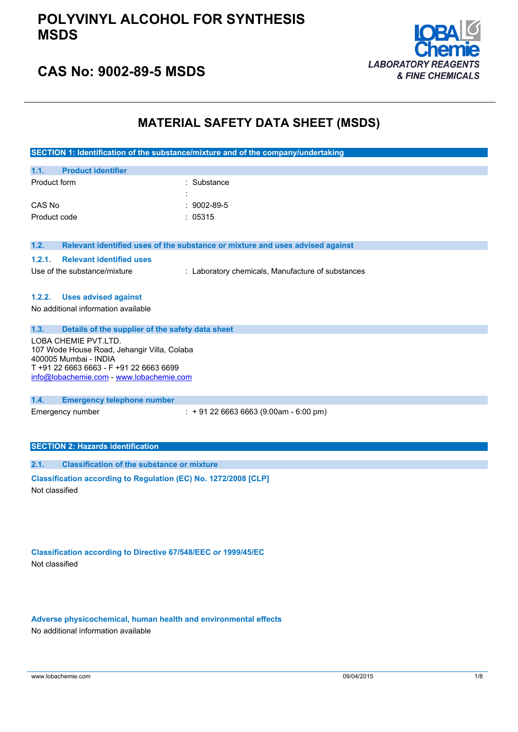# POLYVINYL ALCOHOL FOR SYNTHESIS MSDS

## CAS No: 9002-89-5 MSDS

LOBA Chemie
LABORATORY REAGENTS & FINE CHEMICALS

# MATERIAL SAFETY DATA SHEET (MSDS)

## SECTION 1: Identification of the substance/mixture and of the company/undertaking

### 1.1. Product identifier

| | |
|---|---|
| Product form | : Substance |
| | : |
| CAS No | : 9002-89-5 |
| Product code | : 05315 |

### 1.2. Relevant identified uses of the substance or mixture and uses advised against

#### 1.2.1. Relevant identified uses

Use of the substance/mixture : Laboratory chemicals, Manufacture of substances

#### 1.2.2. Uses advised against

No additional information available

### 1.3. Details of the supplier of the safety data sheet

LOBA CHEMIE PVT.LTD.
107 Wode House Road, Jehangir Villa, Colaba
400005 Mumbai - INDIA
T +91 22 6663 6663 - F +91 22 6663 6699
info@lobachemie.com - www.lobachemie.com

### 1.4. Emergency telephone number

Emergency number : + 91 22 6663 6663 (9:00am - 6:00 pm)

## SECTION 2: Hazards identification

### 2.1. Classification of the substance or mixture

**Classification according to Regulation (EC) No. 1272/2008 [CLP]**

Not classified

**Classification according to Directive 67/548/EEC or 1999/45/EC**

Not classified

**Adverse physicochemical, human health and environmental effects**

No additional information available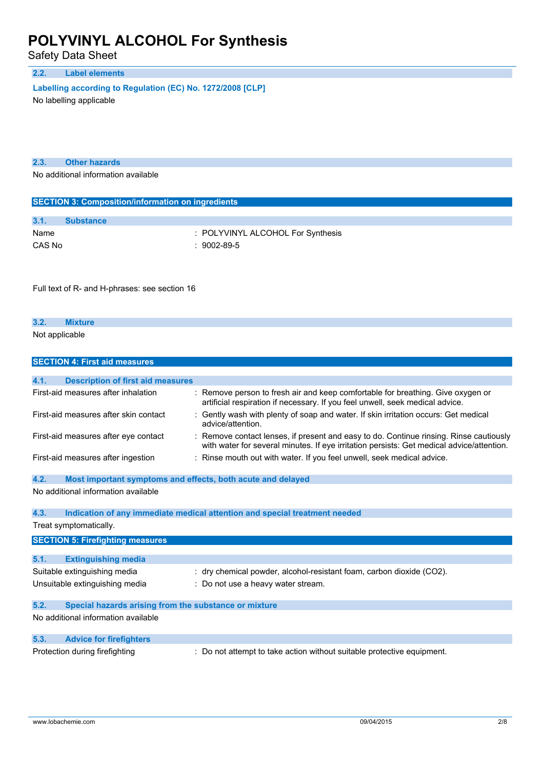### 2.2. Label elements

**Labelling according to Regulation (EC) No. 1272/2008 [CLP]**

No labelling applicable

### 2.3. Other hazards

No additional information available

## SECTION 3: Composition/information on ingredients

### 3.1. Substance

| | |
|---|---|
| Name | : POLYVINYL ALCOHOL For Synthesis |
| CAS No | : 9002-89-5 |

Full text of R- and H-phrases: see section 16

### 3.2. Mixture

Not applicable

## SECTION 4: First aid measures

### 4.1. Description of first aid measures

| | |
|---|---|
| First-aid measures after inhalation | : Remove person to fresh air and keep comfortable for breathing. Give oxygen or artificial respiration if necessary. If you feel unwell, seek medical advice. |
| First-aid measures after skin contact | : Gently wash with plenty of soap and water. If skin irritation occurs: Get medical advice/attention. |
| First-aid measures after eye contact | : Remove contact lenses, if present and easy to do. Continue rinsing. Rinse cautiously with water for several minutes. If eye irritation persists: Get medical advice/attention. |
| First-aid measures after ingestion | : Rinse mouth out with water. If you feel unwell, seek medical advice. |

### 4.2. Most important symptoms and effects, both acute and delayed

No additional information available

### 4.3. Indication of any immediate medical attention and special treatment needed

Treat symptomatically.

## SECTION 5: Firefighting measures

### 5.1. Extinguishing media

| | |
|---|---|
| Suitable extinguishing media | : dry chemical powder, alcohol-resistant foam, carbon dioxide ($CO_2$). |
| Unsuitable extinguishing media | : Do not use a heavy water stream. |

### 5.2. Special hazards arising from the substance or mixture

No additional information available

### 5.3. Advice for firefighters

| | |
|---|---|
| Protection during firefighting | : Do not attempt to take action without suitable protective equipment. |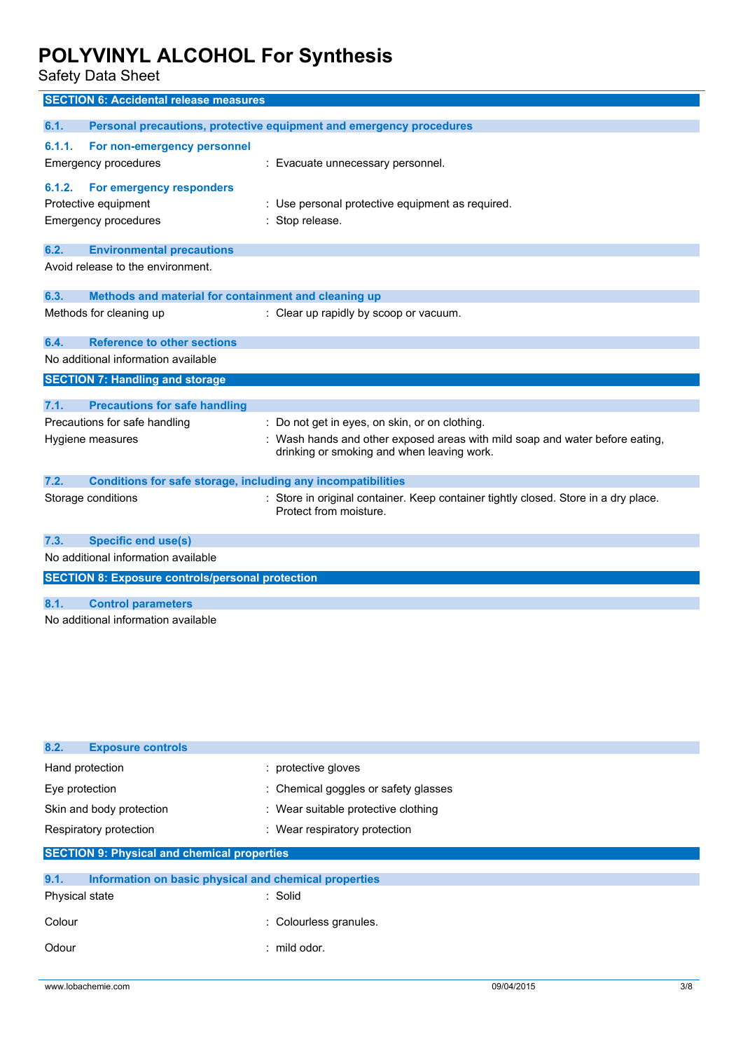## SECTION 6: Accidental release measures

### 6.1. Personal precautions, protective equipment and emergency procedures

#### 6.1.1. For non-emergency personnel

| | |
|---|---|
| Emergency procedures | : Evacuate unnecessary personnel. |

#### 6.1.2. For emergency responders

| | |
|---|---|
| Protective equipment | : Use personal protective equipment as required. |
| Emergency procedures | : Stop release. |

### 6.2. Environmental precautions

Avoid release to the environment.

### 6.3. Methods and material for containment and cleaning up

| | |
|---|---|
| Methods for cleaning up | : Clear up rapidly by scoop or vacuum. |

### 6.4. Reference to other sections

No additional information available

## SECTION 7: Handling and storage

### 7.1. Precautions for safe handling

| | |
|---|---|
| Precautions for safe handling | : Do not get in eyes, on skin, or on clothing. |
| Hygiene measures | : Wash hands and other exposed areas with mild soap and water before eating, drinking or smoking and when leaving work. |

### 7.2. Conditions for safe storage, including any incompatibilities

| | |
|---|---|
| Storage conditions | : Store in original container. Keep container tightly closed. Store in a dry place. Protect from moisture. |

### 7.3. Specific end use(s)

No additional information available

## SECTION 8: Exposure controls/personal protection

### 8.1. Control parameters

No additional information available

### 8.2. Exposure controls

| | |
|---|---|
| Hand protection | : protective gloves |
| Eye protection | : Chemical goggles or safety glasses |
| Skin and body protection | : Wear suitable protective clothing |
| Respiratory protection | : Wear respiratory protection |

## SECTION 9: Physical and chemical properties

### 9.1. Information on basic physical and chemical properties

| | |
|---|---|
| Physical state | : Solid |
| Colour | : Colourless granules. |
| Odour | : mild odor. |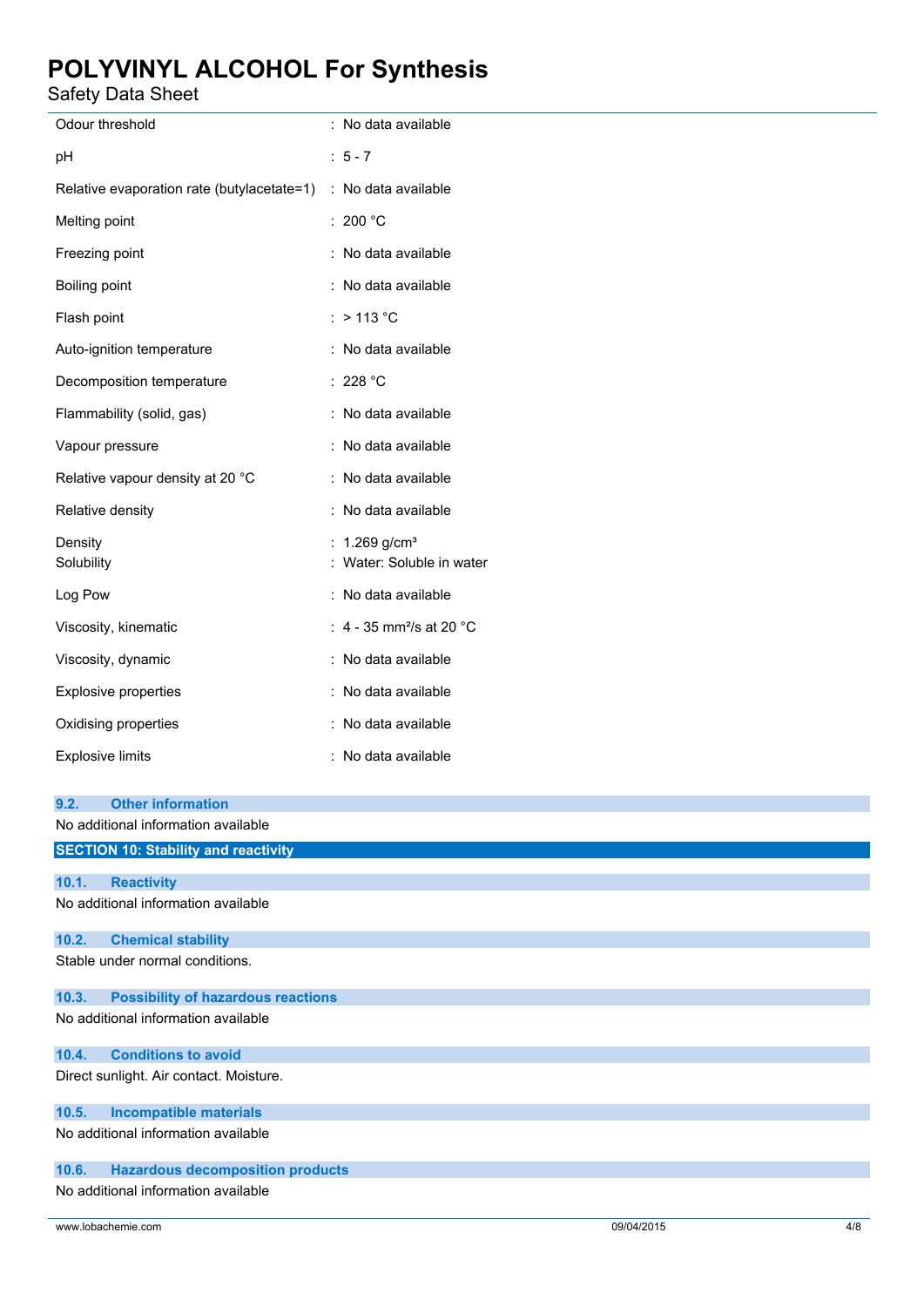| | |
|---|---|
| Odour threshold | : No data available |
| pH | : 5 - 7 |
| Relative evaporation rate (butylacetate=1) | : No data available |
| Melting point | : 200 °C |
| Freezing point | : No data available |
| Boiling point | : No data available |
| Flash point | : > 113 °C |
| Auto-ignition temperature | : No data available |
| Decomposition temperature | : 228 °C |
| Flammability (solid, gas) | : No data available |
| Vapour pressure | : No data available |
| Relative vapour density at 20 °C | : No data available |
| Relative density | : No data available |
| Density | : 1.269 g/cm³ |
| Solubility | : Water: Soluble in water |
| Log Pow | : No data available |
| Viscosity, kinematic | : 4 - 35 mm²/s at 20 °C |
| Viscosity, dynamic | : No data available |
| Explosive properties | : No data available |
| Oxidising properties | : No data available |
| Explosive limits | : No data available |

### 9.2. Other information

No additional information available

## SECTION 10: Stability and reactivity

### 10.1. Reactivity

No additional information available

### 10.2. Chemical stability

Stable under normal conditions.

### 10.3. Possibility of hazardous reactions

No additional information available

### 10.4. Conditions to avoid

Direct sunlight. Air contact. Moisture.

### 10.5. Incompatible materials

No additional information available

### 10.6. Hazardous decomposition products

No additional information available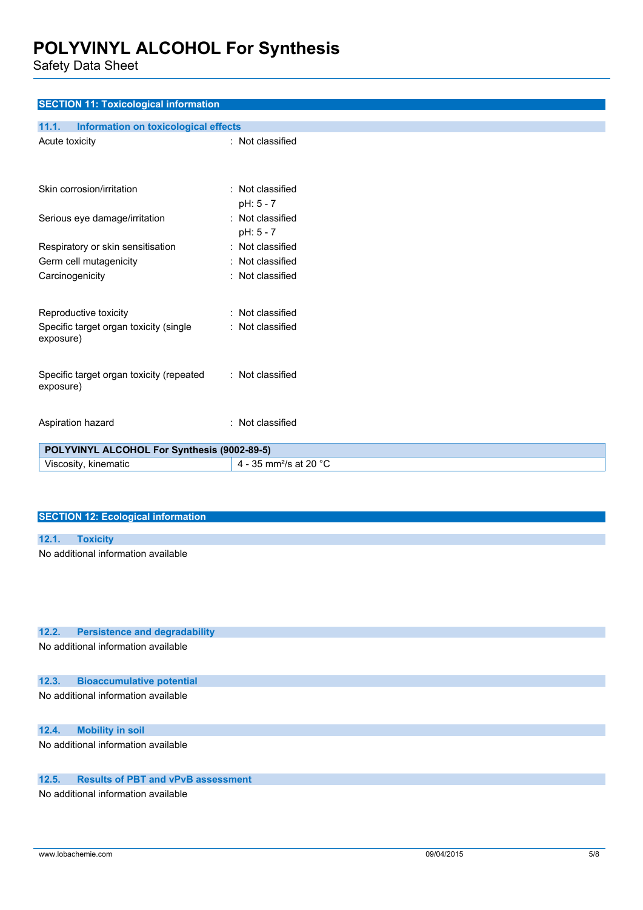## SECTION 11: Toxicological information

### 11.1. Information on toxicological effects

| | |
|---|---|
| Acute toxicity | : Not classified |
| Skin corrosion/irritation | : Not classified<br>pH: 5 - 7 |
| Serious eye damage/irritation | : Not classified<br>pH: 5 - 7 |
| Respiratory or skin sensitisation | : Not classified |
| Germ cell mutagenicity | : Not classified |
| Carcinogenicity | : Not classified |
| Reproductive toxicity | : Not classified |
| Specific target organ toxicity (single exposure) | : Not classified |
| Specific target organ toxicity (repeated exposure) | : Not classified |
| Aspiration hazard | : Not classified |

| POLYVINYL ALCOHOL For Synthesis (9002-89-5) | |
|---|---|
| Viscosity, kinematic | 4 - 35 $mm^2/s$ at 20 °C |

## SECTION 12: Ecological information

### 12.1. Toxicity

No additional information available

### 12.2. Persistence and degradability

No additional information available

### 12.3. Bioaccumulative potential

No additional information available

### 12.4. Mobility in soil

No additional information available

### 12.5. Results of PBT and vPvB assessment

No additional information available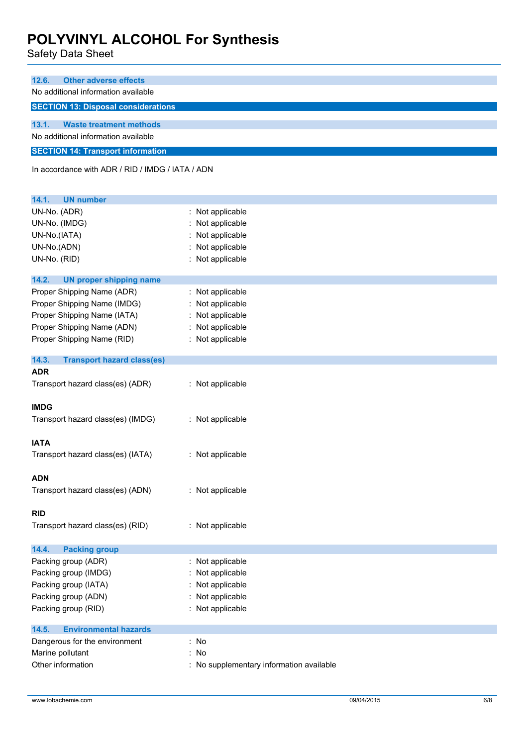### 12.6. Other adverse effects

No additional information available

## SECTION 13: Disposal considerations

### 13.1. Waste treatment methods

No additional information available

## SECTION 14: Transport information

In accordance with ADR / RID / IMDG / IATA / ADN

### 14.1. UN number

| | |
|---|---|
| UN-No. (ADR) | : Not applicable |
| UN-No. (IMDG) | : Not applicable |
| UN-No.(IATA) | : Not applicable |
| UN-No.(ADN) | : Not applicable |
| UN-No. (RID) | : Not applicable |

### 14.2. UN proper shipping name

| | |
|---|---|
| Proper Shipping Name (ADR) | : Not applicable |
| Proper Shipping Name (IMDG) | : Not applicable |
| Proper Shipping Name (IATA) | : Not applicable |
| Proper Shipping Name (ADN) | : Not applicable |
| Proper Shipping Name (RID) | : Not applicable |

### 14.3. Transport hazard class(es)

**ADR**

Transport hazard class(es) (ADR) : Not applicable

**IMDG**

Transport hazard class(es) (IMDG) : Not applicable

**IATA**

Transport hazard class(es) (IATA) : Not applicable

**ADN**

Transport hazard class(es) (ADN) : Not applicable

**RID**

Transport hazard class(es) (RID) : Not applicable

### 14.4. Packing group

| | |
|---|---|
| Packing group (ADR) | : Not applicable |
| Packing group (IMDG) | : Not applicable |
| Packing group (IATA) | : Not applicable |
| Packing group (ADN) | : Not applicable |
| Packing group (RID) | : Not applicable |

### 14.5. Environmental hazards

| | |
|---|---|
| Dangerous for the environment | : No |
| Marine pollutant | : No |
| Other information | : No supplementary information available |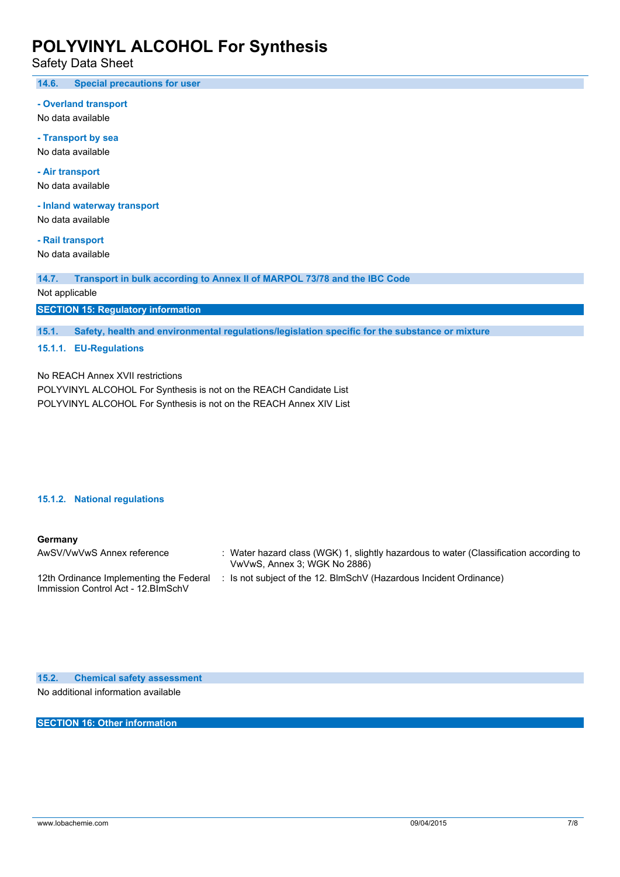### 14.6. Special precautions for user

**- Overland transport**

No data available

**- Transport by sea**

No data available

**- Air transport**

No data available

**- Inland waterway transport**

No data available

**- Rail transport**

No data available

### 14.7. Transport in bulk according to Annex II of MARPOL 73/78 and the IBC Code

Not applicable

## SECTION 15: Regulatory information

### 15.1. Safety, health and environmental regulations/legislation specific for the substance or mixture

#### 15.1.1. EU-Regulations

No REACH Annex XVII restrictions
POLYVINYL ALCOHOL For Synthesis is not on the REACH Candidate List
POLYVINYL ALCOHOL For Synthesis is not on the REACH Annex XIV List

#### 15.1.2. National regulations

**Germany**

| | |
|---|---|
| AwSV/VwVwS Annex reference | : Water hazard class (WGK) 1, slightly hazardous to water (Classification according to VwVwS, Annex 3; WGK No 2886) |
| 12th Ordinance Implementing the Federal Immission Control Act - 12.BImSchV | : Is not subject of the 12. BlmSchV (Hazardous Incident Ordinance) |

### 15.2. Chemical safety assessment

No additional information available

## SECTION 16: Other information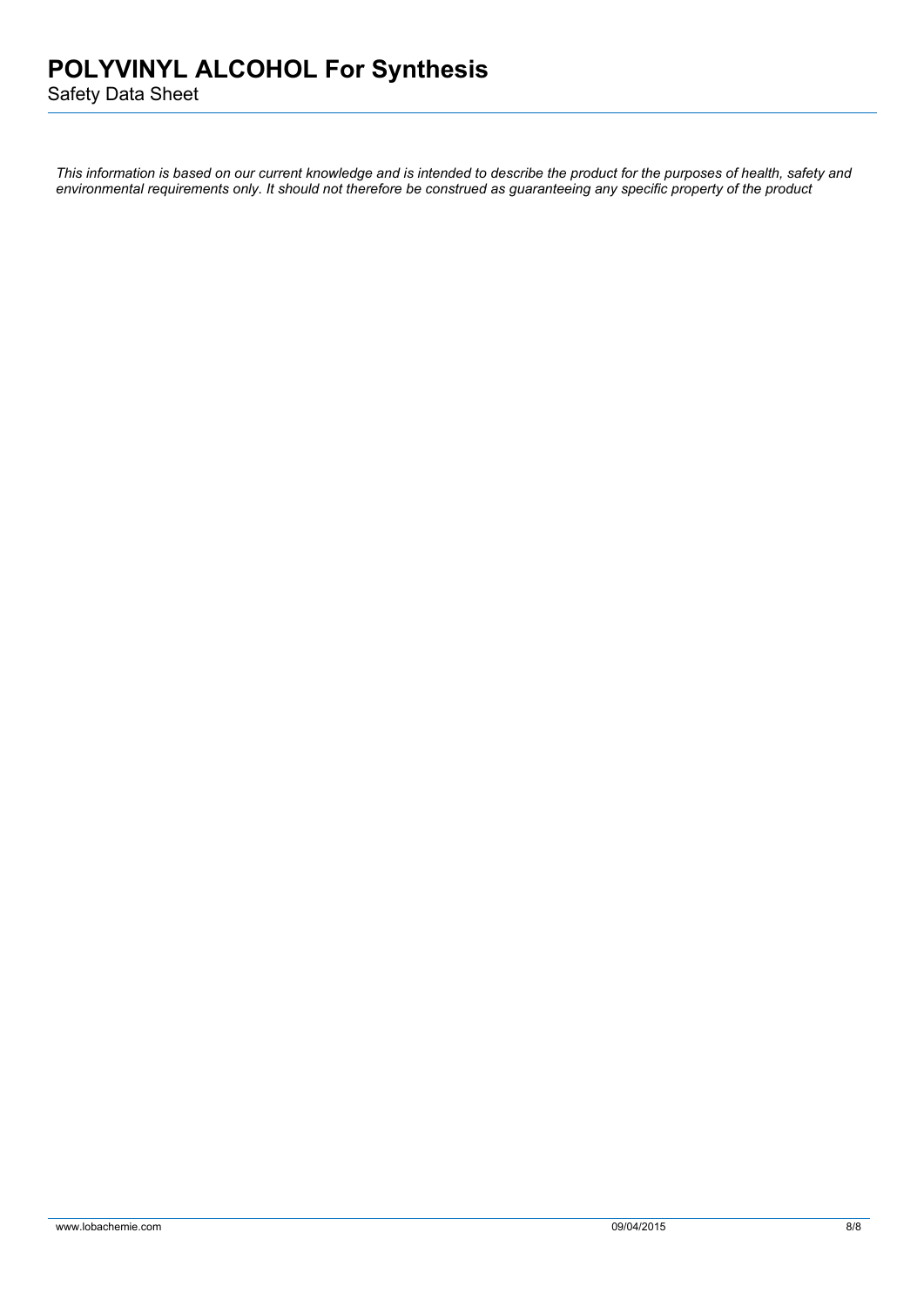*This information is based on our current knowledge and is intended to describe the product for the purposes of health, safety and environmental requirements only. It should not therefore be construed as guaranteeing any specific property of the product*